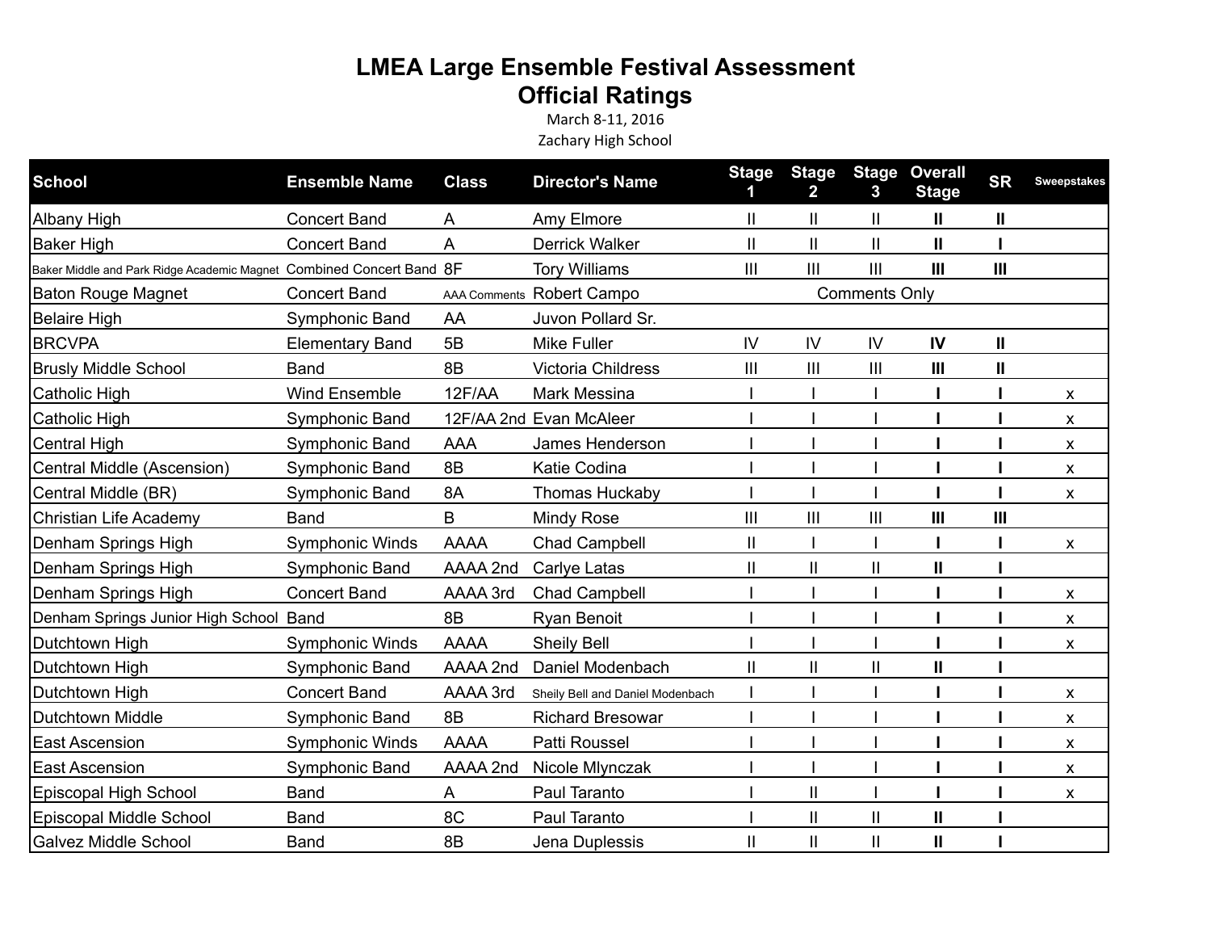# LMEA Large Ensemble Festival Assessment

## Official Ratings

March 8-11, 2016

Zachary High School

| School | Ensemble Name | Class | Director's Name | Stage 1 | Stage 2 | Stage 3 | Overall Stage | SR | Sweepstakes |
|---|---|---|---|---|---|---|---|---|---|
| Albany High | Concert Band | A | Amy Elmore | II | II | II | **II** | **II** | |
| Baker High | Concert Band | A | Derrick Walker | II | II | II | **II** | **I** | |
| Baker Middle and Park Ridge Academic Magnet | Combined Concert Band | 8F | Tory Williams | III | III | III | **III** | **III** | |
| Baton Rouge Magnet | Concert Band | AAA Comments | Robert Campo | | Comments Only | | | | |
| Belaire High | Symphonic Band | AA | Juvon Pollard Sr. | | | | | | |
| BRCVPA | Elementary Band | 5B | Mike Fuller | IV | IV | IV | **IV** | **II** | |
| Brusly Middle School | Band | 8B | Victoria Childress | III | III | III | **III** | **II** | |
| Catholic High | Wind Ensemble | 12F/AA | Mark Messina | I | I | I | **I** | **I** | x |
| Catholic High | Symphonic Band | 12F/AA 2nd | Evan McAleer | I | I | I | **I** | **I** | x |
| Central High | Symphonic Band | AAA | James Henderson | I | I | I | **I** | **I** | x |
| Central Middle (Ascension) | Symphonic Band | 8B | Katie Codina | I | I | I | **I** | **I** | x |
| Central Middle (BR) | Symphonic Band | 8A | Thomas Huckaby | I | I | I | **I** | **I** | x |
| Christian Life Academy | Band | B | Mindy Rose | III | III | III | **III** | **III** | |
| Denham Springs High | Symphonic Winds | AAAA | Chad Campbell | II | I | I | **I** | **I** | x |
| Denham Springs High | Symphonic Band | AAAA 2nd | Carlye Latas | II | II | II | **II** | **I** | |
| Denham Springs High | Concert Band | AAAA 3rd | Chad Campbell | I | I | I | **I** | **I** | x |
| Denham Springs Junior High School | Band | 8B | Ryan Benoit | I | I | I | **I** | **I** | x |
| Dutchtown High | Symphonic Winds | AAAA | Sheily Bell | I | I | I | **I** | **I** | x |
| Dutchtown High | Symphonic Band | AAAA 2nd | Daniel Modenbach | II | II | II | **II** | **I** | |
| Dutchtown High | Concert Band | AAAA 3rd | Sheily Bell and Daniel Modenbach | I | I | I | **I** | **I** | x |
| Dutchtown Middle | Symphonic Band | 8B | Richard Bresowar | I | I | I | **I** | **I** | x |
| East Ascension | Symphonic Winds | AAAA | Patti Roussel | I | I | I | **I** | **I** | x |
| East Ascension | Symphonic Band | AAAA 2nd | Nicole Mlynczak | I | I | I | **I** | **I** | x |
| Episcopal High School | Band | A | Paul Taranto | I | II | I | **I** | **I** | x |
| Episcopal Middle School | Band | 8C | Paul Taranto | I | II | II | **II** | **I** | |
| Galvez Middle School | Band | 8B | Jena Duplessis | II | II | II | **II** | **I** | |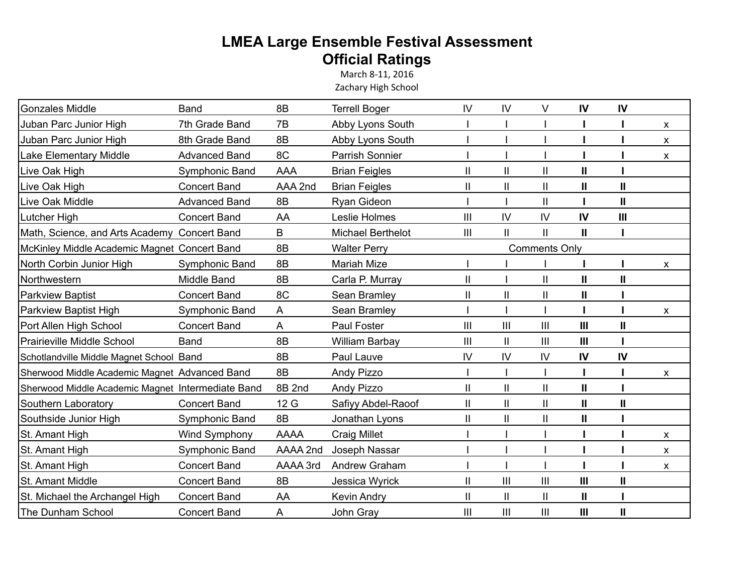# LMEA Large Ensemble Festival Assessment
## Official Ratings

March 8-11, 2016

Zachary High School

| | | | | | | | | | |
|---|---|---|---|---|---|---|---|---|---|
| Gonzales Middle | Band | 8B | Terrell Boger | IV | IV | V | **IV** | **IV** | |
| Juban Parc Junior High | 7th Grade Band | 7B | Abby Lyons South | I | I | I | **I** | **I** | x |
| Juban Parc Junior High | 8th Grade Band | 8B | Abby Lyons South | I | I | I | **I** | **I** | x |
| Lake Elementary Middle | Advanced Band | 8C | Parrish Sonnier | I | I | I | **I** | **I** | x |
| Live Oak High | Symphonic Band | AAA | Brian Feigles | II | II | II | **II** | **I** | |
| Live Oak High | Concert Band | AAA 2nd | Brian Feigles | II | II | II | **II** | **II** | |
| Live Oak Middle | Advanced Band | 8B | Ryan Gideon | I | I | II | **I** | **II** | |
| Lutcher High | Concert Band | AA | Leslie Holmes | III | IV | IV | **IV** | **III** | |
| Math, Science, and Arts Academy | Concert Band | B | Michael Berthelot | III | II | II | **II** | **I** | |
| McKinley Middle Academic Magnet | Concert Band | 8B | Walter Perry | | | Comments Only | | | |
| North Corbin Junior High | Symphonic Band | 8B | Mariah Mize | I | I | I | **I** | **I** | x |
| Northwestern | Middle Band | 8B | Carla P. Murray | II | I | II | **II** | **II** | |
| Parkview Baptist | Concert Band | 8C | Sean Bramley | II | II | II | **II** | **I** | |
| Parkview Baptist High | Symphonic Band | A | Sean Bramley | I | I | I | **I** | **I** | x |
| Port Allen High School | Concert Band | A | Paul Foster | III | III | III | **III** | **II** | |
| Prairieville Middle School | Band | 8B | William Barbay | III | II | III | **III** | **I** | |
| Schotlandville Middle Magnet School | Band | 8B | Paul Lauve | IV | IV | IV | **IV** | **IV** | |
| Sherwood Middle Academic Magnet | Advanced Band | 8B | Andy Pizzo | I | I | I | **I** | **I** | x |
| Sherwood Middle Academic Magnet | Intermediate Band | 8B 2nd | Andy Pizzo | II | II | II | **II** | **I** | |
| Southern Laboratory | Concert Band | 12 G | Safiyy Abdel-Raoof | II | II | II | **II** | **II** | |
| Southside Junior High | Symphonic Band | 8B | Jonathan Lyons | II | II | II | **II** | **I** | |
| St. Amant High | Wind Symphony | AAAA | Craig Millet | I | I | I | **I** | **I** | x |
| St. Amant High | Symphonic Band | AAAA 2nd | Joseph Nassar | I | I | I | **I** | **I** | x |
| St. Amant High | Concert Band | AAAA 3rd | Andrew Graham | I | I | I | **I** | **I** | x |
| St. Amant Middle | Concert Band | 8B | Jessica Wyrick | II | III | III | **III** | **II** | |
| St. Michael the Archangel High | Concert Band | AA | Kevin Andry | II | II | II | **II** | **I** | |
| The Dunham School | Concert Band | A | John Gray | III | III | III | **III** | **II** | |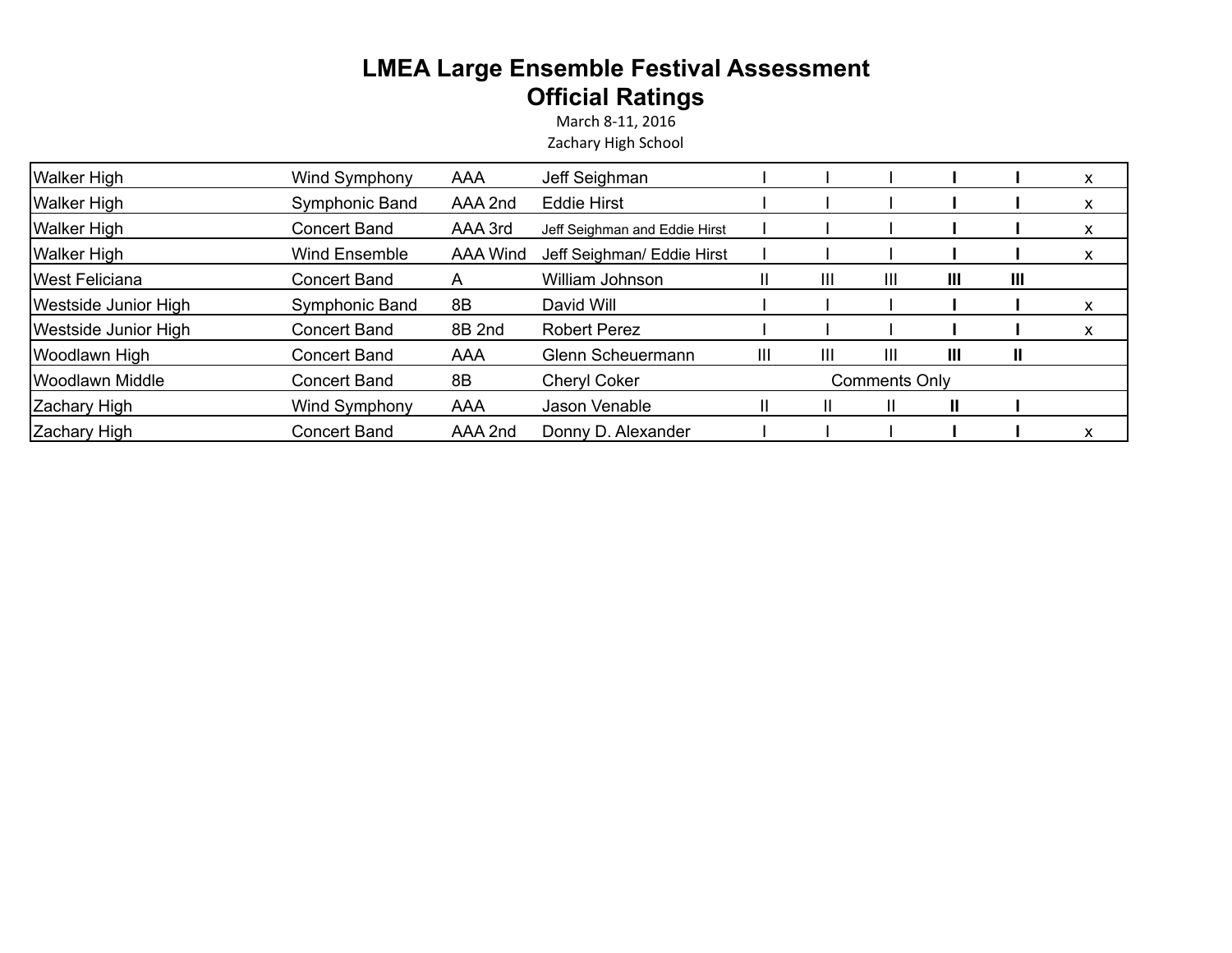# LMEA Large Ensemble Festival Assessment
## Official Ratings

March 8-11, 2016

Zachary High School

| | | | | | | | | | |
|---|---|---|---|---|---|---|---|---|---|
| Walker High | Wind Symphony | AAA | Jeff Seighman | I | I | I | **I** | **I** | x |
| Walker High | Symphonic Band | AAA 2nd | Eddie Hirst | I | I | I | **I** | **I** | x |
| Walker High | Concert Band | AAA 3rd | Jeff Seighman and Eddie Hirst | I | I | I | **I** | **I** | x |
| Walker High | Wind Ensemble | AAA Wind | Jeff Seighman/ Eddie Hirst | I | I | I | **I** | **I** | x |
| West Feliciana | Concert Band | A | William Johnson | II | III | III | **III** | **III** | |
| Westside Junior High | Symphonic Band | 8B | David Will | I | I | I | **I** | **I** | x |
| Westside Junior High | Concert Band | 8B 2nd | Robert Perez | I | I | I | **I** | **I** | x |
| Woodlawn High | Concert Band | AAA | Glenn Scheuermann | III | III | III | **III** | **II** | |
| Woodlawn Middle | Concert Band | 8B | Cheryl Coker | | | Comments Only | | | |
| Zachary High | Wind Symphony | AAA | Jason Venable | II | II | II | **II** | **I** | |
| Zachary High | Concert Band | AAA 2nd | Donny D. Alexander | I | I | I | **I** | **I** | x |